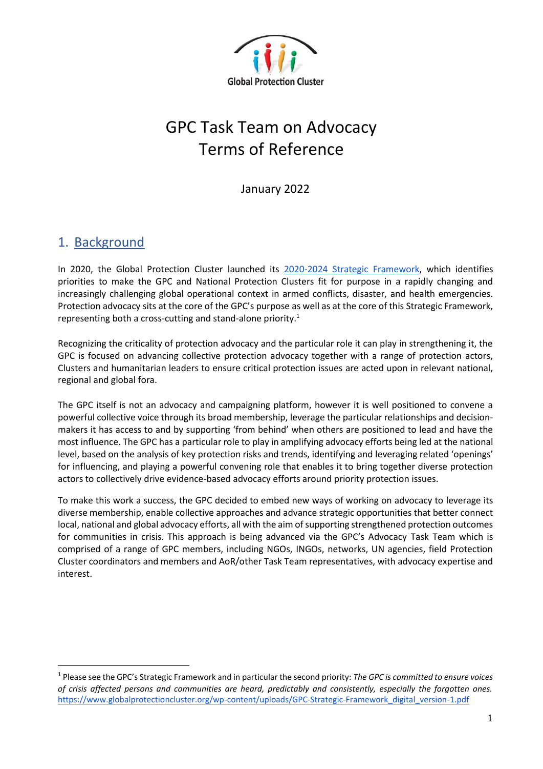Global Protection Cluster

# GPC Task Team on Advocacy
# Terms of Reference

January 2022

## 1. Background

In 2020, the Global Protection Cluster launched its [2020-2024 Strategic Framework](https://www.globalprotectioncluster.org/wp-content/uploads/GPC-Strategic-Framework_digital_version-1.pdf), which identifies priorities to make the GPC and National Protection Clusters fit for purpose in a rapidly changing and increasingly challenging global operational context in armed conflicts, disaster, and health emergencies. Protection advocacy sits at the core of the GPC's purpose as well as at the core of this Strategic Framework, representing both a cross-cutting and stand-alone priority.[1]

Recognizing the criticality of protection advocacy and the particular role it can play in strengthening it, the GPC is focused on advancing collective protection advocacy together with a range of protection actors, Clusters and humanitarian leaders to ensure critical protection issues are acted upon in relevant national, regional and global fora.

The GPC itself is not an advocacy and campaigning platform, however it is well positioned to convene a powerful collective voice through its broad membership, leverage the particular relationships and decision-makers it has access to and by supporting 'from behind' when others are positioned to lead and have the most influence. The GPC has a particular role to play in amplifying advocacy efforts being led at the national level, based on the analysis of key protection risks and trends, identifying and leveraging related 'openings' for influencing, and playing a powerful convening role that enables it to bring together diverse protection actors to collectively drive evidence-based advocacy efforts around priority protection issues.

To make this work a success, the GPC decided to embed new ways of working on advocacy to leverage its diverse membership, enable collective approaches and advance strategic opportunities that better connect local, national and global advocacy efforts, all with the aim of supporting strengthened protection outcomes for communities in crisis. This approach is being advanced via the GPC's Advocacy Task Team which is comprised of a range of GPC members, including NGOs, INGOs, networks, UN agencies, field Protection Cluster coordinators and members and AoR/other Task Team representatives, with advocacy expertise and interest.

---

[1] Please see the GPC's Strategic Framework and in particular the second priority: *The GPC is committed to ensure voices of crisis affected persons and communities are heard, predictably and consistently, especially the forgotten ones.* https://www.globalprotectioncluster.org/wp-content/uploads/GPC-Strategic-Framework_digital_version-1.pdf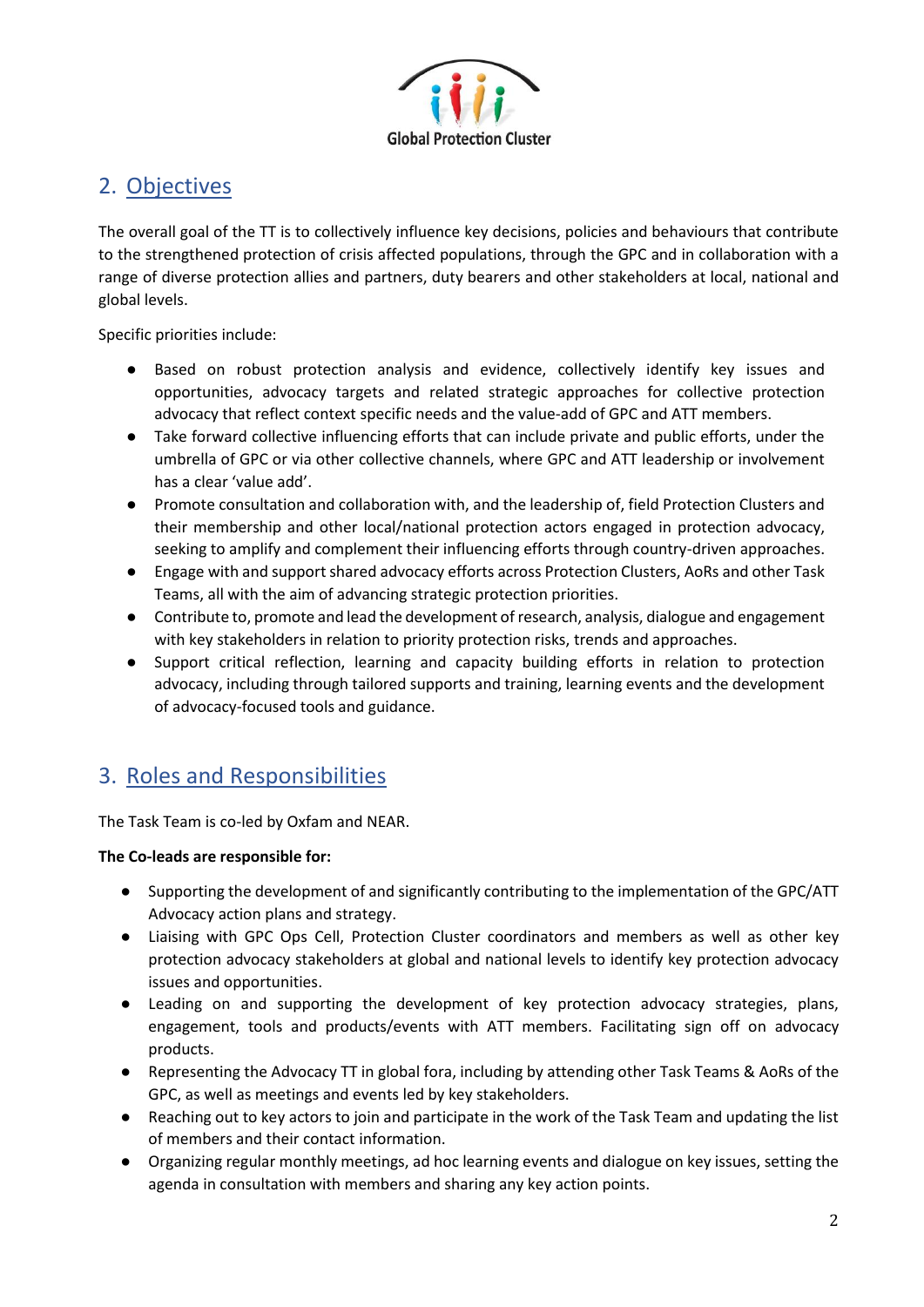## 2. Objectives

The overall goal of the TT is to collectively influence key decisions, policies and behaviours that contribute to the strengthened protection of crisis affected populations, through the GPC and in collaboration with a range of diverse protection allies and partners, duty bearers and other stakeholders at local, national and global levels.

Specific priorities include:

- Based on robust protection analysis and evidence, collectively identify key issues and opportunities, advocacy targets and related strategic approaches for collective protection advocacy that reflect context specific needs and the value-add of GPC and ATT members.
- Take forward collective influencing efforts that can include private and public efforts, under the umbrella of GPC or via other collective channels, where GPC and ATT leadership or involvement has a clear 'value add'.
- Promote consultation and collaboration with, and the leadership of, field Protection Clusters and their membership and other local/national protection actors engaged in protection advocacy, seeking to amplify and complement their influencing efforts through country-driven approaches.
- Engage with and support shared advocacy efforts across Protection Clusters, AoRs and other Task Teams, all with the aim of advancing strategic protection priorities.
- Contribute to, promote and lead the development of research, analysis, dialogue and engagement with key stakeholders in relation to priority protection risks, trends and approaches.
- Support critical reflection, learning and capacity building efforts in relation to protection advocacy, including through tailored supports and training, learning events and the development of advocacy-focused tools and guidance.

## 3. Roles and Responsibilities

The Task Team is co-led by Oxfam and NEAR.

**The Co-leads are responsible for:**

- Supporting the development of and significantly contributing to the implementation of the GPC/ATT Advocacy action plans and strategy.
- Liaising with GPC Ops Cell, Protection Cluster coordinators and members as well as other key protection advocacy stakeholders at global and national levels to identify key protection advocacy issues and opportunities.
- Leading on and supporting the development of key protection advocacy strategies, plans, engagement, tools and products/events with ATT members. Facilitating sign off on advocacy products.
- Representing the Advocacy TT in global fora, including by attending other Task Teams & AoRs of the GPC, as well as meetings and events led by key stakeholders.
- Reaching out to key actors to join and participate in the work of the Task Team and updating the list of members and their contact information.
- Organizing regular monthly meetings, ad hoc learning events and dialogue on key issues, setting the agenda in consultation with members and sharing any key action points.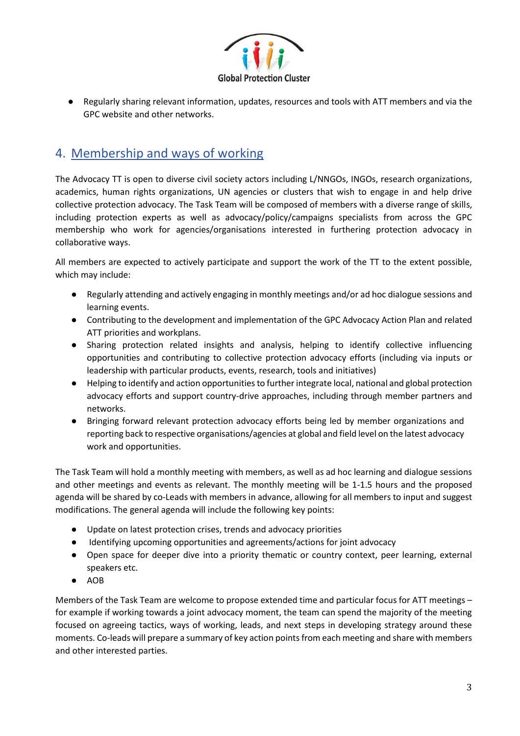- Regularly sharing relevant information, updates, resources and tools with ATT members and via the GPC website and other networks.

## 4. Membership and ways of working

The Advocacy TT is open to diverse civil society actors including L/NNGOs, INGOs, research organizations, academics, human rights organizations, UN agencies or clusters that wish to engage in and help drive collective protection advocacy. The Task Team will be composed of members with a diverse range of skills, including protection experts as well as advocacy/policy/campaigns specialists from across the GPC membership who work for agencies/organisations interested in furthering protection advocacy in collaborative ways.

All members are expected to actively participate and support the work of the TT to the extent possible, which may include:

- Regularly attending and actively engaging in monthly meetings and/or ad hoc dialogue sessions and learning events.
- Contributing to the development and implementation of the GPC Advocacy Action Plan and related ATT priorities and workplans.
- Sharing protection related insights and analysis, helping to identify collective influencing opportunities and contributing to collective protection advocacy efforts (including via inputs or leadership with particular products, events, research, tools and initiatives)
- Helping to identify and action opportunities to further integrate local, national and global protection advocacy efforts and support country-drive approaches, including through member partners and networks.
- Bringing forward relevant protection advocacy efforts being led by member organizations and reporting back to respective organisations/agencies at global and field level on the latest advocacy work and opportunities.

The Task Team will hold a monthly meeting with members, as well as ad hoc learning and dialogue sessions and other meetings and events as relevant. The monthly meeting will be 1-1.5 hours and the proposed agenda will be shared by co-Leads with members in advance, allowing for all members to input and suggest modifications. The general agenda will include the following key points:

- Update on latest protection crises, trends and advocacy priorities
- Identifying upcoming opportunities and agreements/actions for joint advocacy
- Open space for deeper dive into a priority thematic or country context, peer learning, external speakers etc.
- AOB

Members of the Task Team are welcome to propose extended time and particular focus for ATT meetings – for example if working towards a joint advocacy moment, the team can spend the majority of the meeting focused on agreeing tactics, ways of working, leads, and next steps in developing strategy around these moments. Co-leads will prepare a summary of key action points from each meeting and share with members and other interested parties.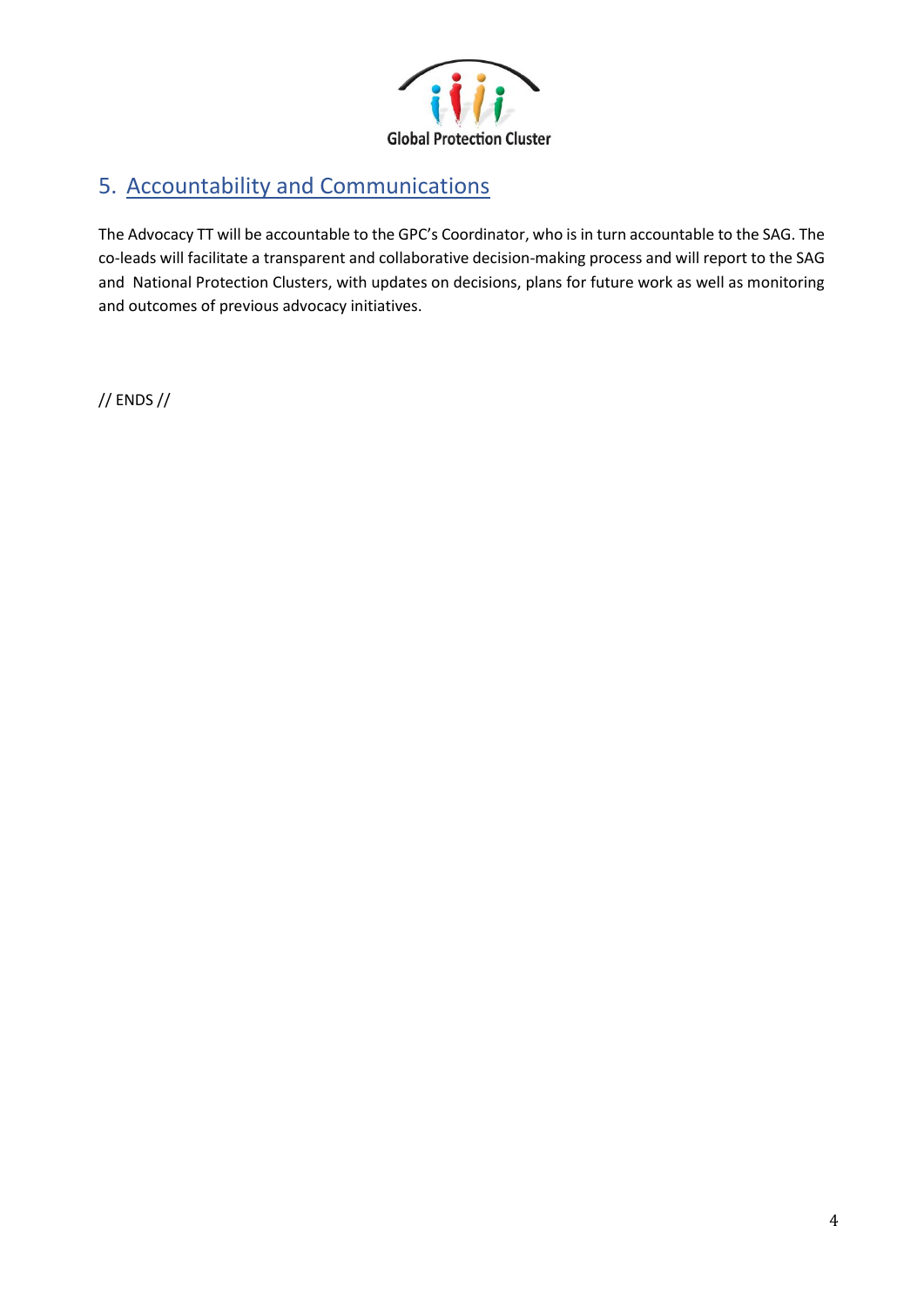## 5. Accountability and Communications

The Advocacy TT will be accountable to the GPC's Coordinator, who is in turn accountable to the SAG. The co-leads will facilitate a transparent and collaborative decision-making process and will report to the SAG and National Protection Clusters, with updates on decisions, plans for future work as well as monitoring and outcomes of previous advocacy initiatives.

// ENDS //